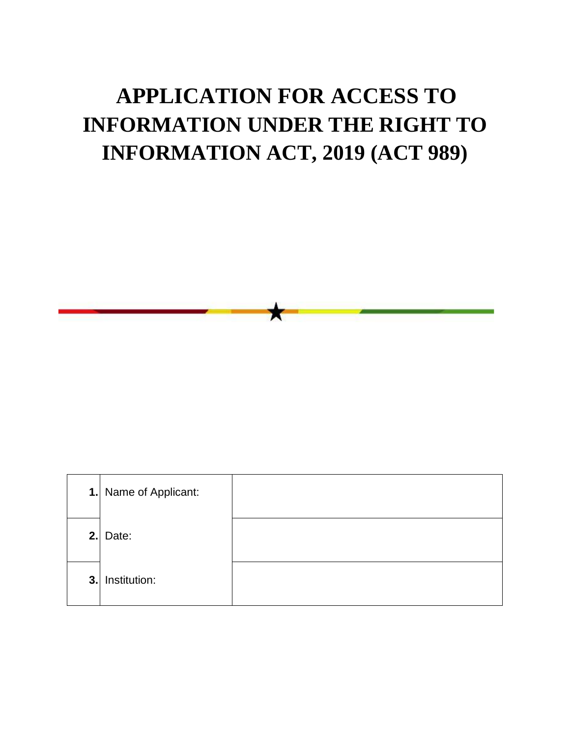# APPLICATION FOR ACCESS TO INFORMATION UNDER THE RIGHT TO INFORMATION ACT, 2019 (ACT 989)

| | | |
|---|---|---|
| **1.** | Name of Applicant: | |
| **2.** | Date: | |
| **3.** | Institution: | |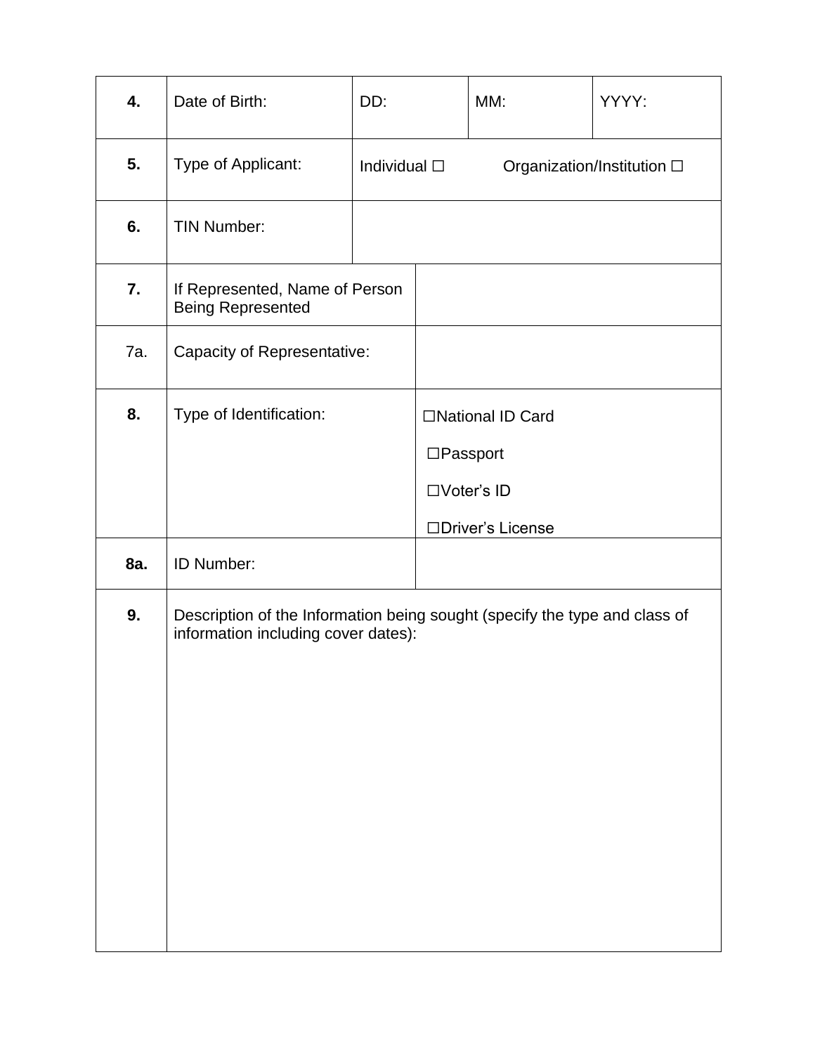| | | | | |
|---|---|---|---|---|
| **4.** | Date of Birth: | DD: | MM: | YYYY: |
| **5.** | Type of Applicant: | Individual ☐ Organization/Institution ☐ | | |
| **6.** | TIN Number: | | | |
| **7.** | If Represented, Name of Person Being Represented | | | |
| 7a. | Capacity of Representative: | | | |
| **8.** | Type of Identification: | ☐National ID Card<br>☐Passport<br>☐Voter's ID<br>☐Driver's License | | |
| **8a.** | ID Number: | | | |
| **9.** | Description of the Information being sought (specify the type and class of information including cover dates): | | | |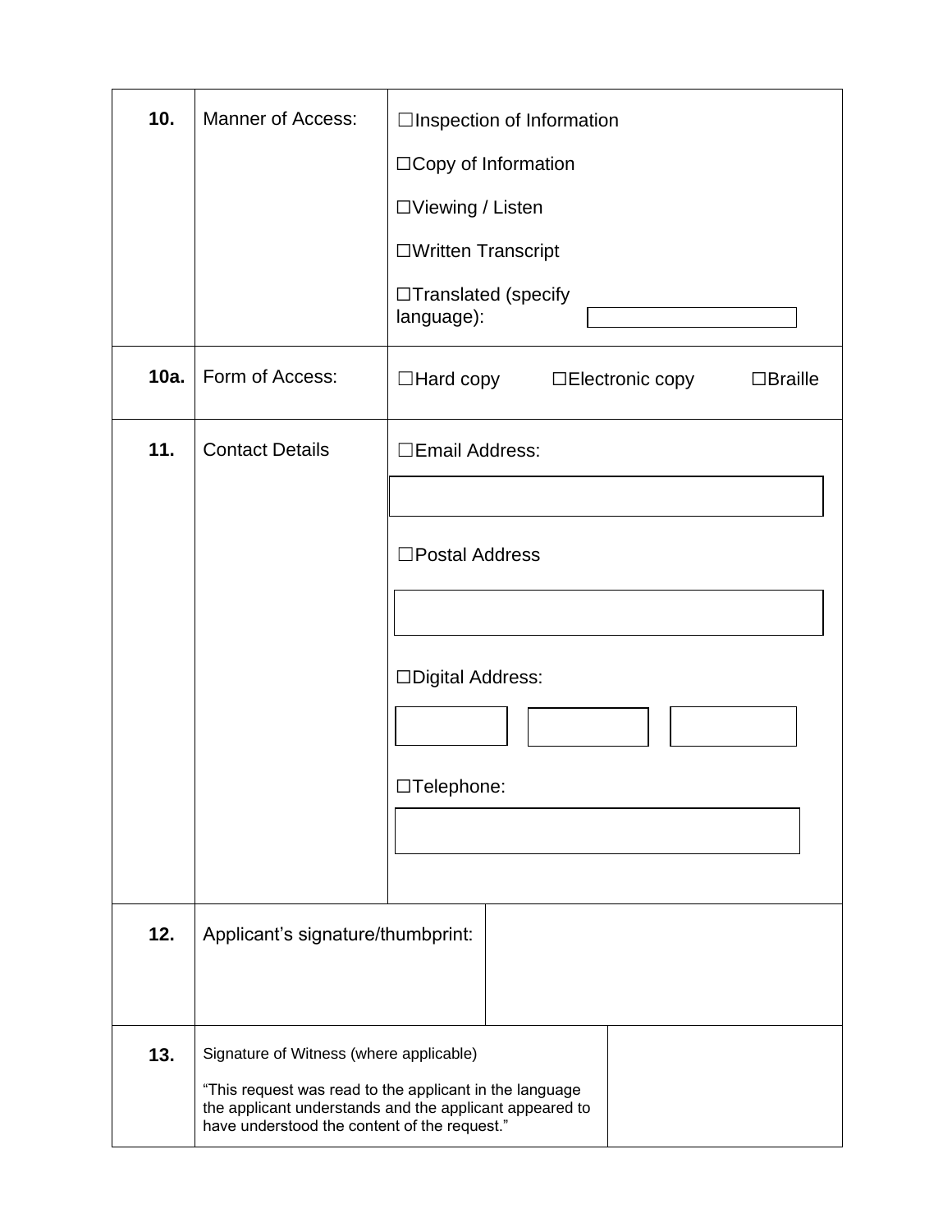| | | |
|---|---|---|
| **10.** | Manner of Access: | ☐Inspection of Information<br>☐Copy of Information<br>☐Viewing / Listen<br>☐Written Transcript<br>☐Translated (specify language): |
| **10a.** | Form of Access: | ☐Hard copy ☐Electronic copy ☐Braille |
| **11.** | Contact Details | ☐Email Address:<br><br>☐Postal Address<br><br>☐Digital Address:<br><br>☐Telephone: |
| **12.** | Applicant's signature/thumbprint: | |
| **13.** | Signature of Witness (where applicable)<br>"This request was read to the applicant in the language the applicant understands and the applicant appeared to have understood the content of the request." | |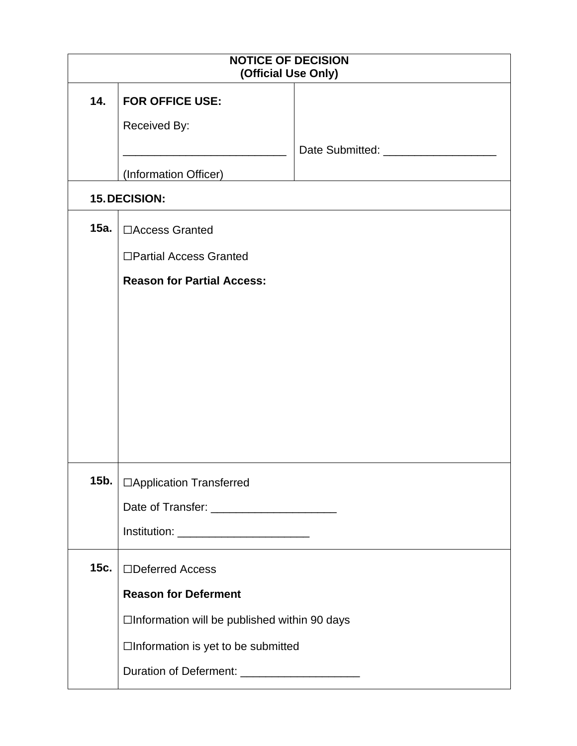| **NOTICE OF DECISION (Official Use Only)** | | |
|---|---|---|
| **14.** | **FOR OFFICE USE:**<br><br>Received By:<br><br>__________________________<br><br>(Information Officer) | Date Submitted: __________________ |
| **15. DECISION:** | | |
| **15a.** | ☐Access Granted<br><br>☐Partial Access Granted<br><br>**Reason for Partial Access:** | |
| **15b.** | ☐Application Transferred<br><br>Date of Transfer: ____________________<br><br>Institution: _____________________ | |
| **15c.** | ☐Deferred Access<br><br>**Reason for Deferment**<br><br>☐Information will be published within 90 days<br><br>☐Information is yet to be submitted<br><br>Duration of Deferment: ___________________ | |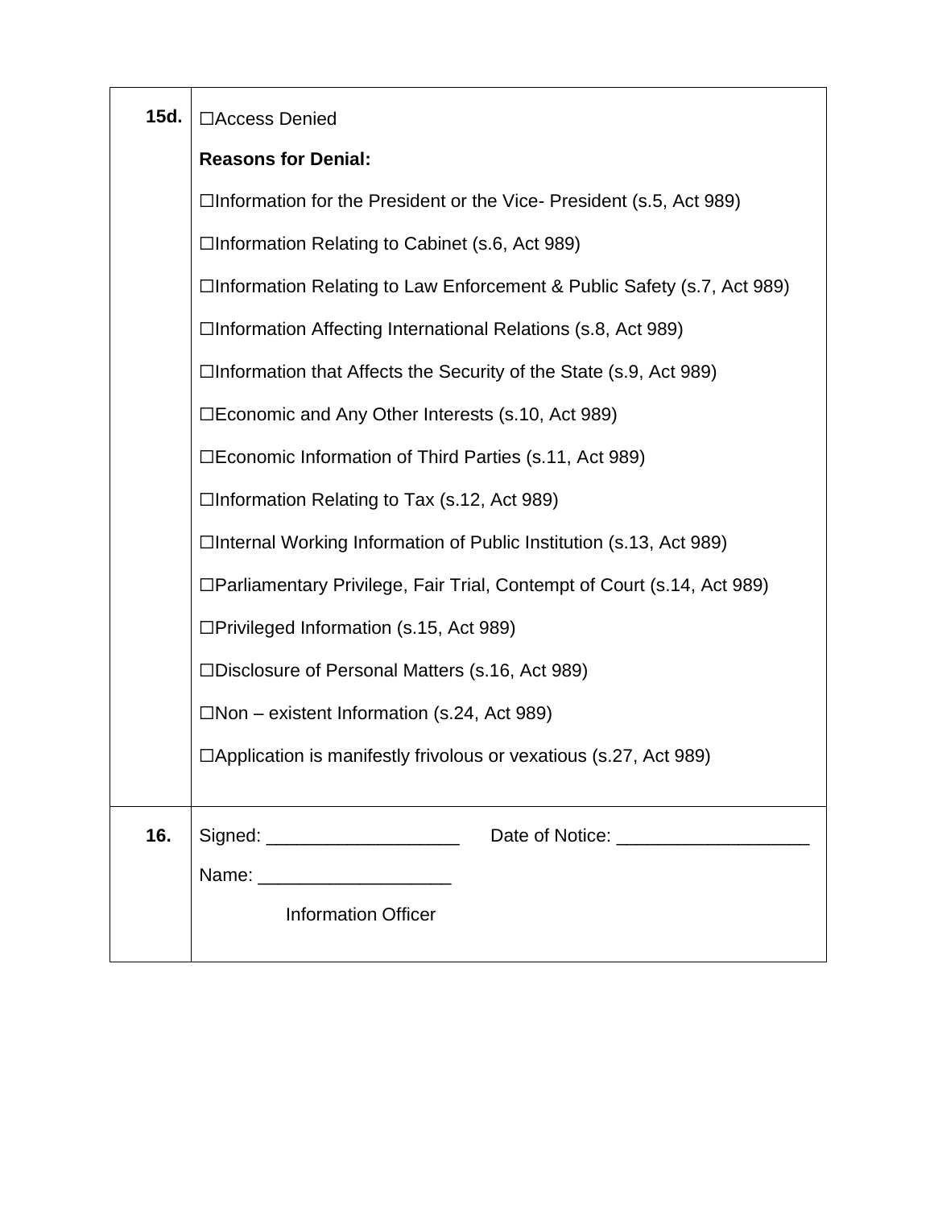| | |
|---|---|
| **15d.** | ☐Access Denied<br><br>**Reasons for Denial:**<br><br>☐Information for the President or the Vice- President (s.5, Act 989)<br><br>☐Information Relating to Cabinet (s.6, Act 989)<br><br>☐Information Relating to Law Enforcement & Public Safety (s.7, Act 989)<br><br>☐Information Affecting International Relations (s.8, Act 989)<br><br>☐Information that Affects the Security of the State (s.9, Act 989)<br><br>☐Economic and Any Other Interests (s.10, Act 989)<br><br>☐Economic Information of Third Parties (s.11, Act 989)<br><br>☐Information Relating to Tax (s.12, Act 989)<br><br>☐Internal Working Information of Public Institution (s.13, Act 989)<br><br>☐Parliamentary Privilege, Fair Trial, Contempt of Court (s.14, Act 989)<br><br>☐Privileged Information (s.15, Act 989)<br><br>☐Disclosure of Personal Matters (s.16, Act 989)<br><br>☐Non – existent Information (s.24, Act 989)<br><br>☐Application is manifestly frivolous or vexatious (s.27, Act 989) |
| **16.** | Signed: ___________________ Date of Notice: ___________________<br><br>Name: ___________________<br><br>Information Officer |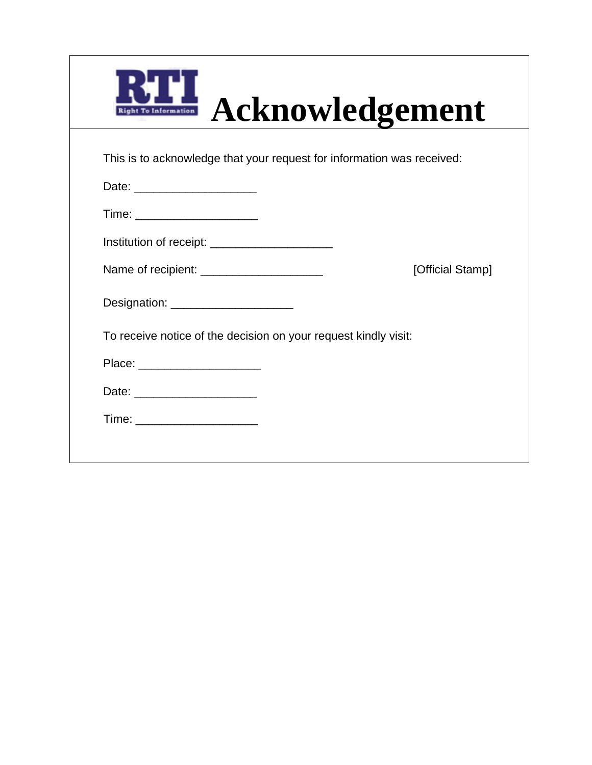# RTI Acknowledgement

This is to acknowledge that your request for information was received:

Date: ___________________

Time: ___________________

Institution of receipt: ___________________

Name of recipient: ___________________ [Official Stamp]

Designation: ___________________

To receive notice of the decision on your request kindly visit:

Place: ___________________

Date: ___________________

Time: ___________________